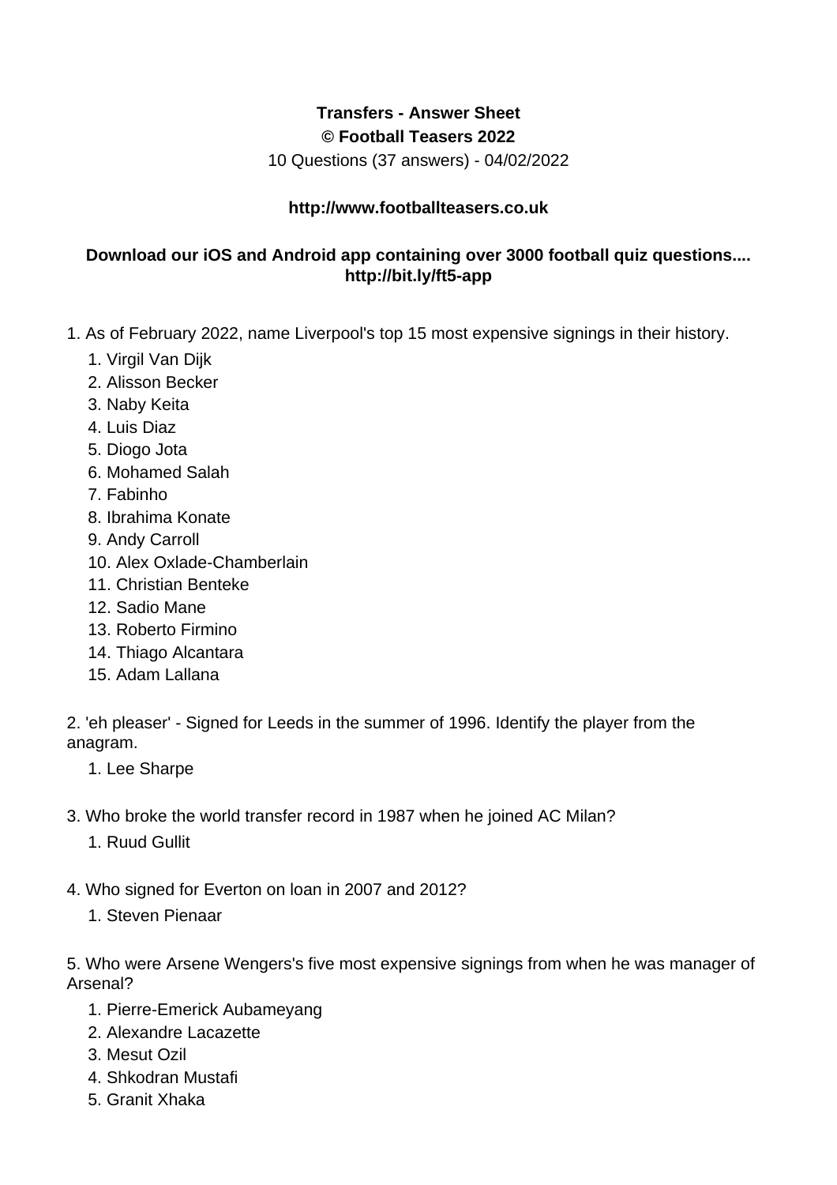**Transfers - Answer Sheet**

**© Football Teasers 2022**

10 Questions (37 answers) - 04/02/2022

**http://www.footballteasers.co.uk**

**Download our iOS and Android app containing over 3000 football quiz questions.... http://bit.ly/ft5-app**

1. As of February 2022, name Liverpool's top 15 most expensive signings in their history.
   1. Virgil Van Dijk
   2. Alisson Becker
   3. Naby Keita
   4. Luis Diaz
   5. Diogo Jota
   6. Mohamed Salah
   7. Fabinho
   8. Ibrahima Konate
   9. Andy Carroll
   10. Alex Oxlade-Chamberlain
   11. Christian Benteke
   12. Sadio Mane
   13. Roberto Firmino
   14. Thiago Alcantara
   15. Adam Lallana

2. 'eh pleaser' - Signed for Leeds in the summer of 1996. Identify the player from the anagram.
   1. Lee Sharpe

3. Who broke the world transfer record in 1987 when he joined AC Milan?
   1. Ruud Gullit

4. Who signed for Everton on loan in 2007 and 2012?
   1. Steven Pienaar

5. Who were Arsene Wengers's five most expensive signings from when he was manager of Arsenal?
   1. Pierre-Emerick Aubameyang
   2. Alexandre Lacazette
   3. Mesut Ozil
   4. Shkodran Mustafi
   5. Granit Xhaka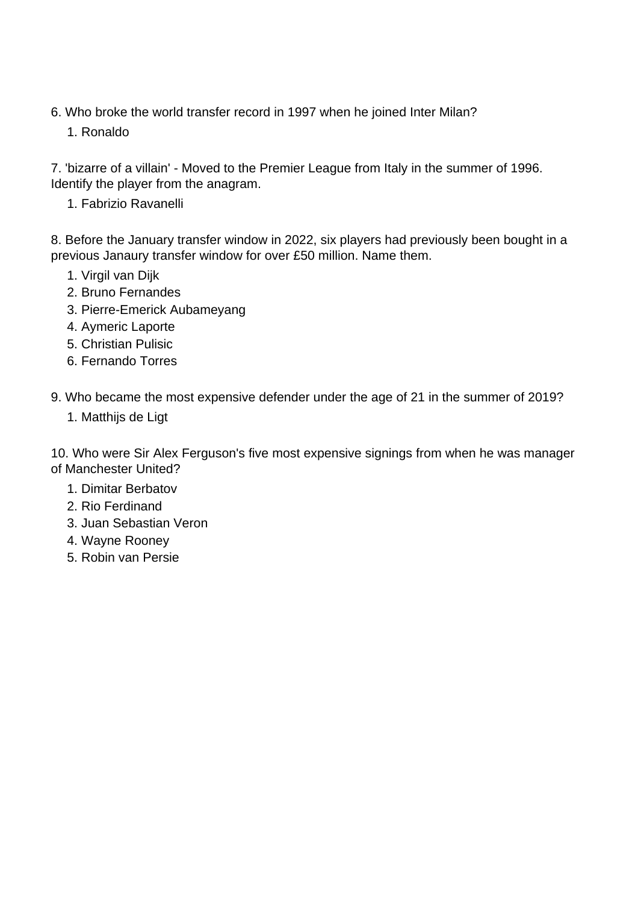6. Who broke the world transfer record in 1997 when he joined Inter Milan?

   1. Ronaldo

7. 'bizarre of a villain' - Moved to the Premier League from Italy in the summer of 1996. Identify the player from the anagram.

   1. Fabrizio Ravanelli

8. Before the January transfer window in 2022, six players had previously been bought in a previous Janaury transfer window for over £50 million. Name them.

   1. Virgil van Dijk
   2. Bruno Fernandes
   3. Pierre-Emerick Aubameyang
   4. Aymeric Laporte
   5. Christian Pulisic
   6. Fernando Torres

9. Who became the most expensive defender under the age of 21 in the summer of 2019?

   1. Matthijs de Ligt

10. Who were Sir Alex Ferguson's five most expensive signings from when he was manager of Manchester United?

    1. Dimitar Berbatov
    2. Rio Ferdinand
    3. Juan Sebastian Veron
    4. Wayne Rooney
    5. Robin van Persie